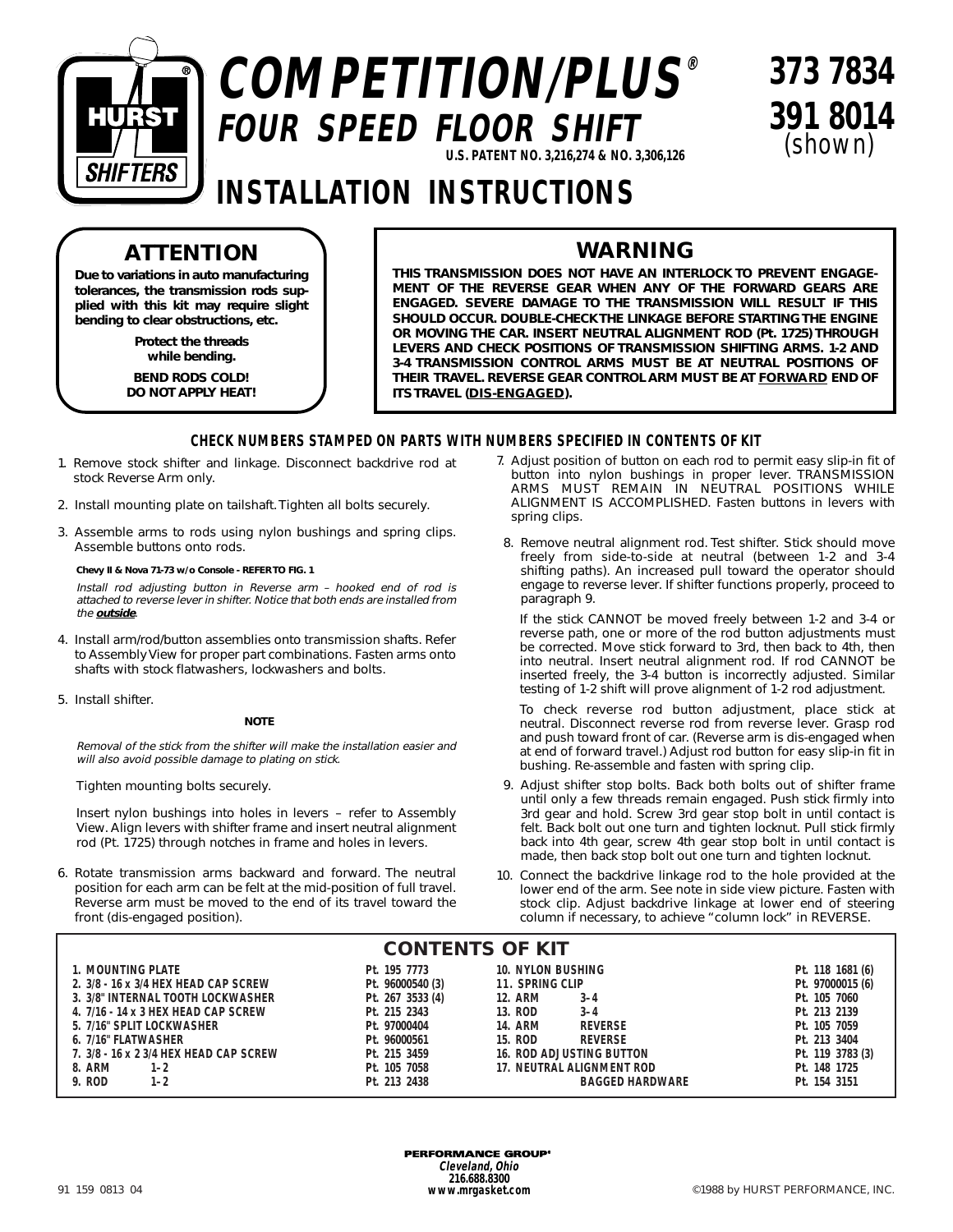# COMPETITION/PLUS®

## FOUR SPEED FLOOR SHIFT

U.S. PATENT NO. 3,216,274 & NO. 3,306,126

**373 7834**
**391 8014** (shown)

# INSTALLATION INSTRUCTIONS

## ATTENTION

**Due to variations in auto manufacturing tolerances, the transmission rods supplied with this kit may require slight bending to clear obstructions, etc.**

**Protect the threads while bending.**

**BEND RODS COLD! DO NOT APPLY HEAT!**

## WARNING

**THIS TRANSMISSION DOES NOT HAVE AN INTERLOCK TO PREVENT ENGAGEMENT OF THE REVERSE GEAR WHEN ANY OF THE FORWARD GEARS ARE ENGAGED. SEVERE DAMAGE TO THE TRANSMISSION WILL RESULT IF THIS SHOULD OCCUR. DOUBLE-CHECK THE LINKAGE BEFORE STARTING THE ENGINE OR MOVING THE CAR. INSERT NEUTRAL ALIGNMENT ROD (Pt. 1725) THROUGH LEVERS AND CHECK POSITIONS OF TRANSMISSION SHIFTING ARMS. 1-2 AND 3-4 TRANSMISSION CONTROL ARMS MUST BE AT NEUTRAL POSITIONS OF THEIR TRAVEL. REVERSE GEAR CONTROL ARM MUST BE AT <u>FORWARD</u> END OF ITS TRAVEL (<u>DIS-ENGAGED</u>).**

### CHECK NUMBERS STAMPED ON PARTS WITH NUMBERS SPECIFIED IN CONTENTS OF KIT

1. Remove stock shifter and linkage. Disconnect backdrive rod at stock Reverse Arm only.
2. Install mounting plate on tailshaft. Tighten all bolts securely.
3. Assemble arms to rods using nylon bushings and spring clips. Assemble buttons onto rods.

   **Chevy II & Nova 71-73 w/o Console - REFER TO FIG. 1**

   *Install rod adjusting button in Reverse arm – hooked end of rod is attached to reverse lever in shifter. Notice that both ends are installed from the **<u>outside</u>**.*

4. Install arm/rod/button assemblies onto transmission shafts. Refer to Assembly View for proper part combinations. Fasten arms onto shafts with stock flatwashers, lockwashers and bolts.
5. Install shifter.

   **NOTE**

   *Removal of the stick from the shifter will make the installation easier and will also avoid possible damage to plating on stick.*

   Tighten mounting bolts securely.

   Insert nylon bushings into holes in levers – refer to Assembly View. Align levers with shifter frame and insert neutral alignment rod (Pt. 1725) through notches in frame and holes in levers.

6. Rotate transmission arms backward and forward. The neutral position for each arm can be felt at the mid-position of full travel. Reverse arm must be moved to the end of its travel toward the front (dis-engaged position).
7. Adjust position of button on each rod to permit easy slip-in fit of button into nylon bushings in proper lever. TRANSMISSION ARMS MUST REMAIN IN NEUTRAL POSITIONS WHILE ALIGNMENT IS ACCOMPLISHED. Fasten buttons in levers with spring clips.
8. Remove neutral alignment rod. Test shifter. Stick should move freely from side-to-side at neutral (between 1-2 and 3-4 shifting paths). An increased pull toward the operator should engage to reverse lever. If shifter functions properly, proceed to paragraph 9.

   If the stick CANNOT be moved freely between 1-2 and 3-4 or reverse path, one or more of the rod button adjustments must be corrected. Move stick forward to 3rd, then back to 4th, then into neutral. Insert neutral alignment rod. If rod CANNOT be inserted freely, the 3-4 button is incorrectly adjusted. Similar testing of 1-2 shift will prove alignment of 1-2 rod adjustment.

   To check reverse rod button adjustment, place stick at neutral. Disconnect reverse rod from reverse lever. Grasp rod and push toward front of car. (Reverse arm is dis-engaged when at end of forward travel.) Adjust rod button for easy slip-in fit in bushing. Re-assemble and fasten with spring clip.

9. Adjust shifter stop bolts. Back both bolts out of shifter frame until only a few threads remain engaged. Push stick firmly into 3rd gear and hold. Screw 3rd gear stop bolt in until contact is felt. Back bolt out one turn and tighten locknut. Pull stick firmly back into 4th gear, screw 4th gear stop bolt in until contact is made, then back stop bolt out one turn and tighten locknut.
10. Connect the backdrive linkage rod to the hole provided at the lower end of the arm. See note in side view picture. Fasten with stock clip. Adjust backdrive linkage at lower end of steering column if necessary, to achieve "column lock" in REVERSE.

## CONTENTS OF KIT

| Item | Part No. | Item | Part No. |
|---|---|---|---|
| 1. MOUNTING PLATE | Pt. 195 7773 | 10. NYLON BUSHING | Pt. 118 1681 (6) |
| 2. 3/8 - 16 x 3/4 HEX HEAD CAP SCREW | Pt. 96000540 (3) | 11. SPRING CLIP | Pt. 97000015 (6) |
| 3. 3/8" INTERNAL TOOTH LOCKWASHER | Pt. 267 3533 (4) | 12. ARM 3–4 | Pt. 105 7060 |
| 4. 7/16 - 14 x 3 HEX HEAD CAP SCREW | Pt. 215 2343 | 13. ROD 3–4 | Pt. 213 2139 |
| 5. 7/16" SPLIT LOCKWASHER | Pt. 97000404 | 14. ARM REVERSE | Pt. 105 7059 |
| 6. 7/16" FLATWASHER | Pt. 96000561 | 15. ROD REVERSE | Pt. 213 3404 |
| 7. 3/8 - 16 x 2 3/4 HEX HEAD CAP SCREW | Pt. 215 3459 | 16. ROD ADJUSTING BUTTON | Pt. 119 3783 (3) |
| 8. ARM 1–2 | Pt. 105 7058 | 17. NEUTRAL ALIGNMENT ROD | Pt. 148 1725 |
| 9. ROD 1–2 | Pt. 213 2438 | BAGGED HARDWARE | Pt. 154 3151 |

PERFORMANCE GROUP®
Cleveland, Ohio
216.688.8300
www.mrgasket.com

91 159 0813 04

©1988 by HURST PERFORMANCE, INC.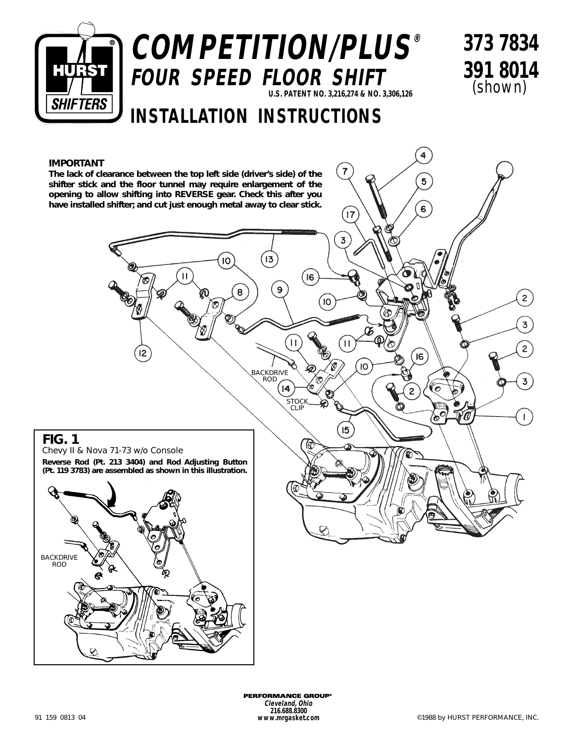# COMPETITION/PLUS®

## FOUR SPEED FLOOR SHIFT

U.S. PATENT NO. 3,216,274 & NO. 3,306,126

## INSTALLATION INSTRUCTIONS

**373 7834**

**391 8014** (shown)

**IMPORTANT**

**The lack of clearance between the top left side (driver's side) of the shifter stick and the floor tunnel may require enlargement of the opening to allow shifting into REVERSE gear. Check this after you have installed shifter; and cut just enough metal away to clear stick.**

4
7
5
6
17
3
13
10
11
8
9
16
10
2
3
2
3
12
11
11
BACKDRIVE ROD
16
10
14
2
STOCK CLIP
1
15

**FIG. 1**

Chevy II & Nova 71-73 w/o Console

**Reverse Rod (Pt. 213 3404) and Rod Adjusting Button (Pt. 119 3783) are assembled as shown in this illustration.**

BACKDRIVE ROD

PERFORMANCE GROUP®
*Cleveland, Ohio*
216.688.8300
www.mrgasket.com

91 159 0813 04

©1988 by HURST PERFORMANCE, INC.